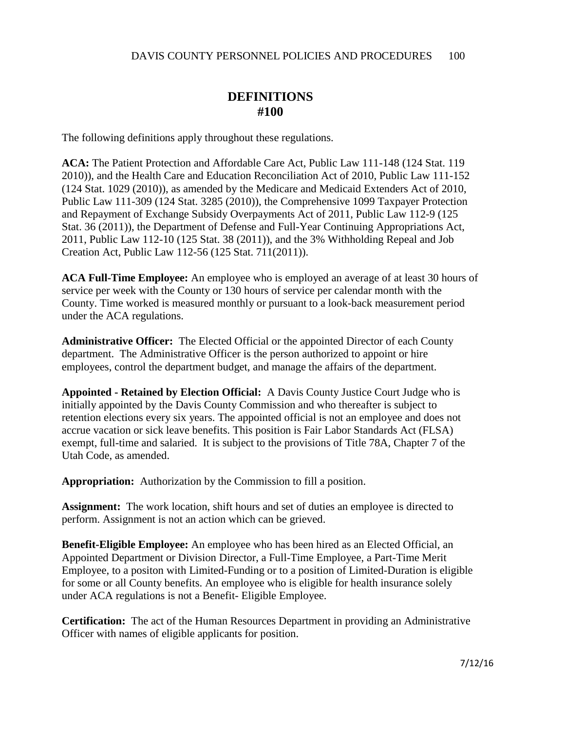# DEFINITIONS
# #100

The following definitions apply throughout these regulations.

**ACA:** The Patient Protection and Affordable Care Act, Public Law 111-148 (124 Stat. 119 2010)), and the Health Care and Education Reconciliation Act of 2010, Public Law 111-152 (124 Stat. 1029 (2010)), as amended by the Medicare and Medicaid Extenders Act of 2010, Public Law 111-309 (124 Stat. 3285 (2010)), the Comprehensive 1099 Taxpayer Protection and Repayment of Exchange Subsidy Overpayments Act of 2011, Public Law 112-9 (125 Stat. 36 (2011)), the Department of Defense and Full-Year Continuing Appropriations Act, 2011, Public Law 112-10 (125 Stat. 38 (2011)), and the 3% Withholding Repeal and Job Creation Act, Public Law 112-56 (125 Stat. 711(2011)).

**ACA Full-Time Employee:** An employee who is employed an average of at least 30 hours of service per week with the County or 130 hours of service per calendar month with the County. Time worked is measured monthly or pursuant to a look-back measurement period under the ACA regulations.

**Administrative Officer:** The Elected Official or the appointed Director of each County department. The Administrative Officer is the person authorized to appoint or hire employees, control the department budget, and manage the affairs of the department.

**Appointed - Retained by Election Official:** A Davis County Justice Court Judge who is initially appointed by the Davis County Commission and who thereafter is subject to retention elections every six years. The appointed official is not an employee and does not accrue vacation or sick leave benefits. This position is Fair Labor Standards Act (FLSA) exempt, full-time and salaried. It is subject to the provisions of Title 78A, Chapter 7 of the Utah Code, as amended.

**Appropriation:** Authorization by the Commission to fill a position.

**Assignment:** The work location, shift hours and set of duties an employee is directed to perform. Assignment is not an action which can be grieved.

**Benefit-Eligible Employee:** An employee who has been hired as an Elected Official, an Appointed Department or Division Director, a Full-Time Employee, a Part-Time Merit Employee, to a positon with Limited-Funding or to a position of Limited-Duration is eligible for some or all County benefits. An employee who is eligible for health insurance solely under ACA regulations is not a Benefit- Eligible Employee.

**Certification:** The act of the Human Resources Department in providing an Administrative Officer with names of eligible applicants for position.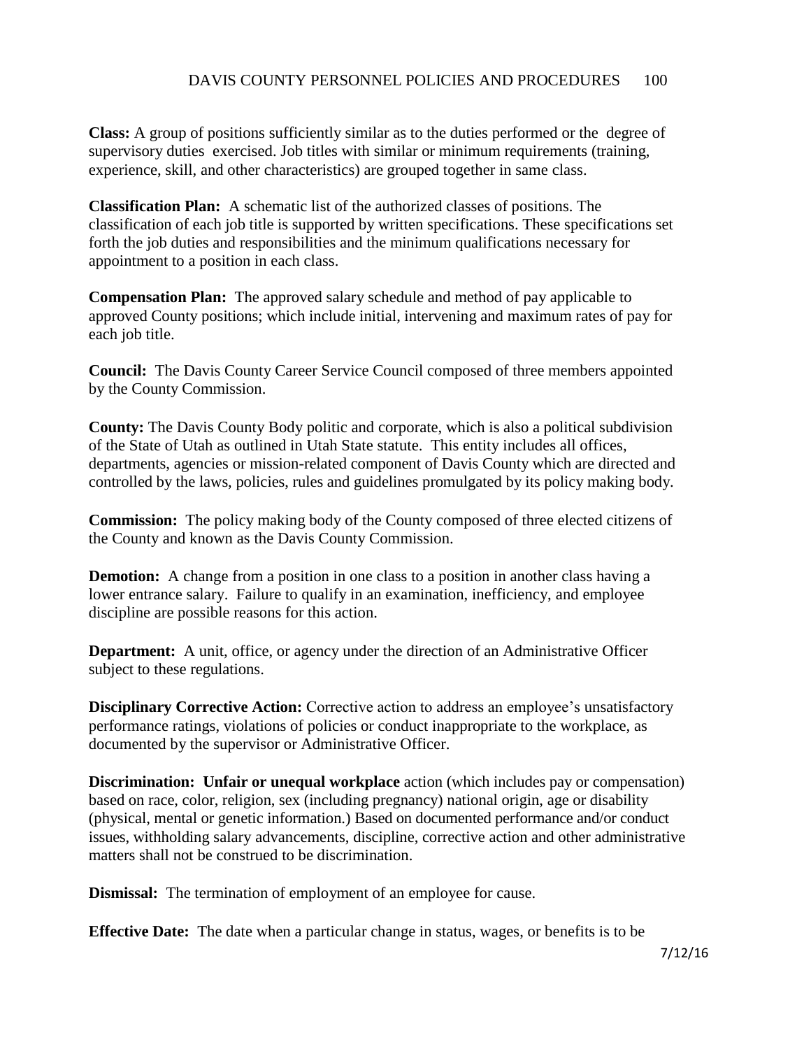**Class:** A group of positions sufficiently similar as to the duties performed or the degree of supervisory duties exercised. Job titles with similar or minimum requirements (training, experience, skill, and other characteristics) are grouped together in same class.

**Classification Plan:** A schematic list of the authorized classes of positions. The classification of each job title is supported by written specifications. These specifications set forth the job duties and responsibilities and the minimum qualifications necessary for appointment to a position in each class.

**Compensation Plan:** The approved salary schedule and method of pay applicable to approved County positions; which include initial, intervening and maximum rates of pay for each job title.

**Council:** The Davis County Career Service Council composed of three members appointed by the County Commission.

**County:** The Davis County Body politic and corporate, which is also a political subdivision of the State of Utah as outlined in Utah State statute. This entity includes all offices, departments, agencies or mission-related component of Davis County which are directed and controlled by the laws, policies, rules and guidelines promulgated by its policy making body.

**Commission:** The policy making body of the County composed of three elected citizens of the County and known as the Davis County Commission.

**Demotion:** A change from a position in one class to a position in another class having a lower entrance salary. Failure to qualify in an examination, inefficiency, and employee discipline are possible reasons for this action.

**Department:** A unit, office, or agency under the direction of an Administrative Officer subject to these regulations.

**Disciplinary Corrective Action:** Corrective action to address an employee's unsatisfactory performance ratings, violations of policies or conduct inappropriate to the workplace, as documented by the supervisor or Administrative Officer.

**Discrimination: Unfair or unequal workplace** action (which includes pay or compensation) based on race, color, religion, sex (including pregnancy) national origin, age or disability (physical, mental or genetic information.) Based on documented performance and/or conduct issues, withholding salary advancements, discipline, corrective action and other administrative matters shall not be construed to be discrimination.

**Dismissal:** The termination of employment of an employee for cause.

**Effective Date:** The date when a particular change in status, wages, or benefits is to be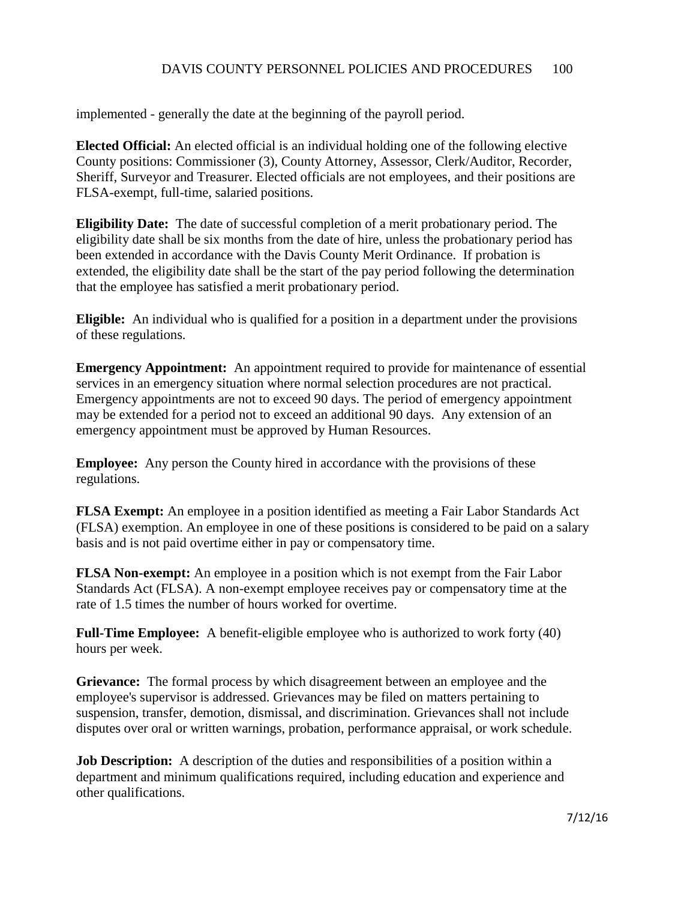implemented - generally the date at the beginning of the payroll period.

**Elected Official:** An elected official is an individual holding one of the following elective County positions: Commissioner (3), County Attorney, Assessor, Clerk/Auditor, Recorder, Sheriff, Surveyor and Treasurer. Elected officials are not employees, and their positions are FLSA-exempt, full-time, salaried positions.

**Eligibility Date:** The date of successful completion of a merit probationary period. The eligibility date shall be six months from the date of hire, unless the probationary period has been extended in accordance with the Davis County Merit Ordinance. If probation is extended, the eligibility date shall be the start of the pay period following the determination that the employee has satisfied a merit probationary period.

**Eligible:** An individual who is qualified for a position in a department under the provisions of these regulations.

**Emergency Appointment:** An appointment required to provide for maintenance of essential services in an emergency situation where normal selection procedures are not practical. Emergency appointments are not to exceed 90 days. The period of emergency appointment may be extended for a period not to exceed an additional 90 days. Any extension of an emergency appointment must be approved by Human Resources.

**Employee:** Any person the County hired in accordance with the provisions of these regulations.

**FLSA Exempt:** An employee in a position identified as meeting a Fair Labor Standards Act (FLSA) exemption. An employee in one of these positions is considered to be paid on a salary basis and is not paid overtime either in pay or compensatory time.

**FLSA Non-exempt:** An employee in a position which is not exempt from the Fair Labor Standards Act (FLSA). A non-exempt employee receives pay or compensatory time at the rate of 1.5 times the number of hours worked for overtime.

**Full-Time Employee:** A benefit-eligible employee who is authorized to work forty (40) hours per week.

**Grievance:** The formal process by which disagreement between an employee and the employee's supervisor is addressed. Grievances may be filed on matters pertaining to suspension, transfer, demotion, dismissal, and discrimination. Grievances shall not include disputes over oral or written warnings, probation, performance appraisal, or work schedule.

**Job Description:** A description of the duties and responsibilities of a position within a department and minimum qualifications required, including education and experience and other qualifications.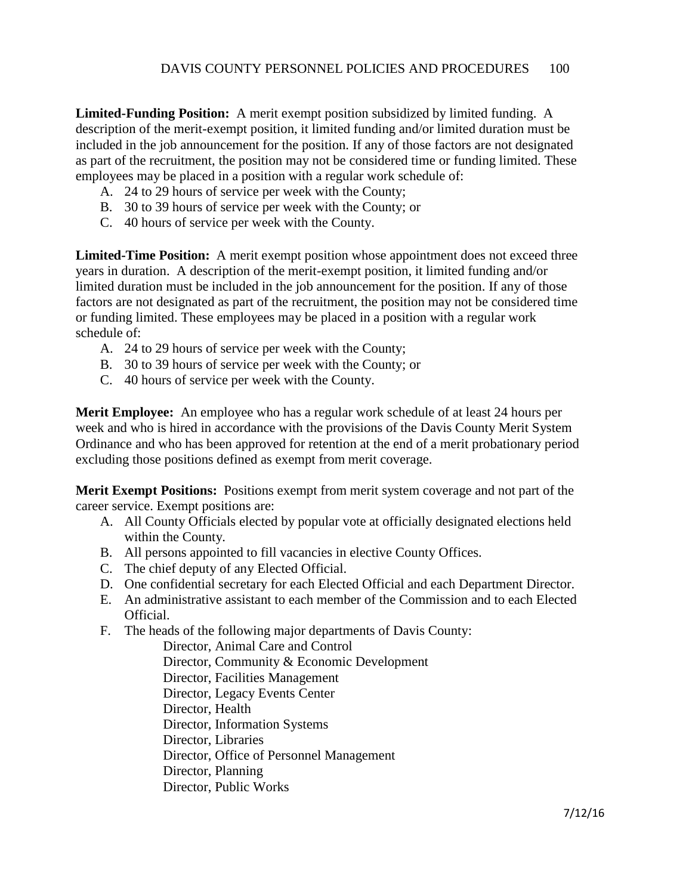**Limited-Funding Position:** A merit exempt position subsidized by limited funding. A description of the merit-exempt position, it limited funding and/or limited duration must be included in the job announcement for the position. If any of those factors are not designated as part of the recruitment, the position may not be considered time or funding limited. These employees may be placed in a position with a regular work schedule of:

A. 24 to 29 hours of service per week with the County;
B. 30 to 39 hours of service per week with the County; or
C. 40 hours of service per week with the County.

**Limited-Time Position:** A merit exempt position whose appointment does not exceed three years in duration. A description of the merit-exempt position, it limited funding and/or limited duration must be included in the job announcement for the position. If any of those factors are not designated as part of the recruitment, the position may not be considered time or funding limited. These employees may be placed in a position with a regular work schedule of:

A. 24 to 29 hours of service per week with the County;
B. 30 to 39 hours of service per week with the County; or
C. 40 hours of service per week with the County.

**Merit Employee:** An employee who has a regular work schedule of at least 24 hours per week and who is hired in accordance with the provisions of the Davis County Merit System Ordinance and who has been approved for retention at the end of a merit probationary period excluding those positions defined as exempt from merit coverage.

**Merit Exempt Positions:** Positions exempt from merit system coverage and not part of the career service. Exempt positions are:

A. All County Officials elected by popular vote at officially designated elections held within the County.
B. All persons appointed to fill vacancies in elective County Offices.
C. The chief deputy of any Elected Official.
D. One confidential secretary for each Elected Official and each Department Director.
E. An administrative assistant to each member of the Commission and to each Elected Official.
F. The heads of the following major departments of Davis County:
   - Director, Animal Care and Control
   - Director, Community & Economic Development
   - Director, Facilities Management
   - Director, Legacy Events Center
   - Director, Health
   - Director, Information Systems
   - Director, Libraries
   - Director, Office of Personnel Management
   - Director, Planning
   - Director, Public Works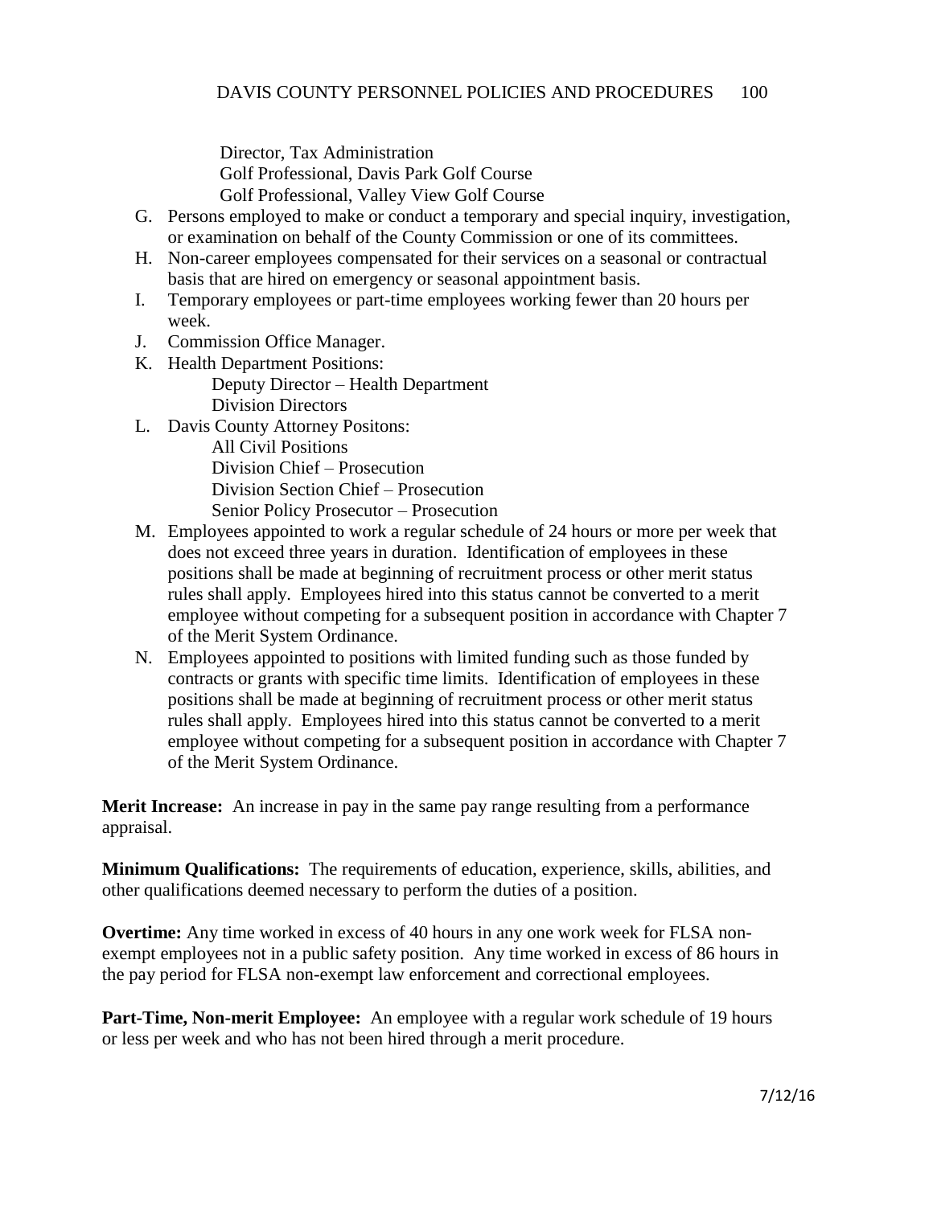Director, Tax Administration
Golf Professional, Davis Park Golf Course
Golf Professional, Valley View Golf Course

G. Persons employed to make or conduct a temporary and special inquiry, investigation, or examination on behalf of the County Commission or one of its committees.
H. Non-career employees compensated for their services on a seasonal or contractual basis that are hired on emergency or seasonal appointment basis.
I. Temporary employees or part-time employees working fewer than 20 hours per week.
J. Commission Office Manager.
K. Health Department Positions:
   - Deputy Director – Health Department
   - Division Directors
L. Davis County Attorney Positons:
   - All Civil Positions
   - Division Chief – Prosecution
   - Division Section Chief – Prosecution
   - Senior Policy Prosecutor – Prosecution
M. Employees appointed to work a regular schedule of 24 hours or more per week that does not exceed three years in duration. Identification of employees in these positions shall be made at beginning of recruitment process or other merit status rules shall apply. Employees hired into this status cannot be converted to a merit employee without competing for a subsequent position in accordance with Chapter 7 of the Merit System Ordinance.
N. Employees appointed to positions with limited funding such as those funded by contracts or grants with specific time limits. Identification of employees in these positions shall be made at beginning of recruitment process or other merit status rules shall apply. Employees hired into this status cannot be converted to a merit employee without competing for a subsequent position in accordance with Chapter 7 of the Merit System Ordinance.

**Merit Increase:** An increase in pay in the same pay range resulting from a performance appraisal.

**Minimum Qualifications:** The requirements of education, experience, skills, abilities, and other qualifications deemed necessary to perform the duties of a position.

**Overtime:** Any time worked in excess of 40 hours in any one work week for FLSA non-exempt employees not in a public safety position. Any time worked in excess of 86 hours in the pay period for FLSA non-exempt law enforcement and correctional employees.

**Part-Time, Non-merit Employee:** An employee with a regular work schedule of 19 hours or less per week and who has not been hired through a merit procedure.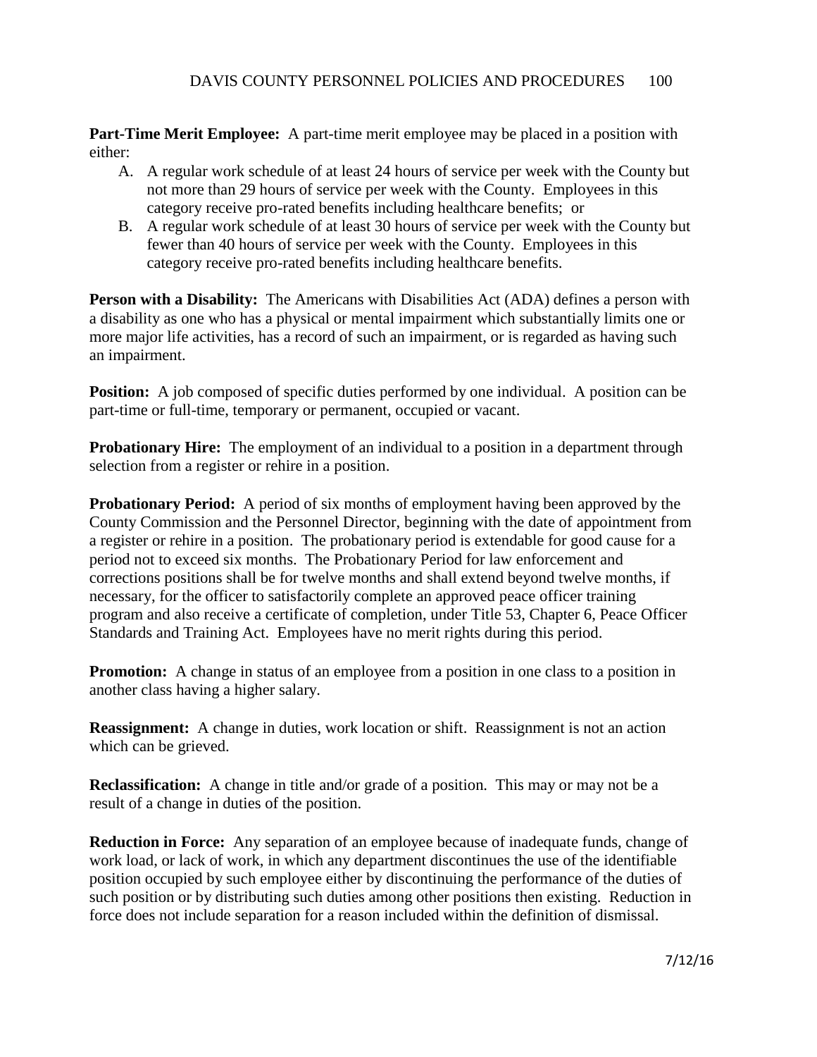**Part-Time Merit Employee:** A part-time merit employee may be placed in a position with either:

A. A regular work schedule of at least 24 hours of service per week with the County but not more than 29 hours of service per week with the County. Employees in this category receive pro-rated benefits including healthcare benefits; or
B. A regular work schedule of at least 30 hours of service per week with the County but fewer than 40 hours of service per week with the County. Employees in this category receive pro-rated benefits including healthcare benefits.

**Person with a Disability:** The Americans with Disabilities Act (ADA) defines a person with a disability as one who has a physical or mental impairment which substantially limits one or more major life activities, has a record of such an impairment, or is regarded as having such an impairment.

**Position:** A job composed of specific duties performed by one individual. A position can be part-time or full-time, temporary or permanent, occupied or vacant.

**Probationary Hire:** The employment of an individual to a position in a department through selection from a register or rehire in a position.

**Probationary Period:** A period of six months of employment having been approved by the County Commission and the Personnel Director, beginning with the date of appointment from a register or rehire in a position. The probationary period is extendable for good cause for a period not to exceed six months. The Probationary Period for law enforcement and corrections positions shall be for twelve months and shall extend beyond twelve months, if necessary, for the officer to satisfactorily complete an approved peace officer training program and also receive a certificate of completion, under Title 53, Chapter 6, Peace Officer Standards and Training Act. Employees have no merit rights during this period.

**Promotion:** A change in status of an employee from a position in one class to a position in another class having a higher salary.

**Reassignment:** A change in duties, work location or shift. Reassignment is not an action which can be grieved.

**Reclassification:** A change in title and/or grade of a position. This may or may not be a result of a change in duties of the position.

**Reduction in Force:** Any separation of an employee because of inadequate funds, change of work load, or lack of work, in which any department discontinues the use of the identifiable position occupied by such employee either by discontinuing the performance of the duties of such position or by distributing such duties among other positions then existing. Reduction in force does not include separation for a reason included within the definition of dismissal.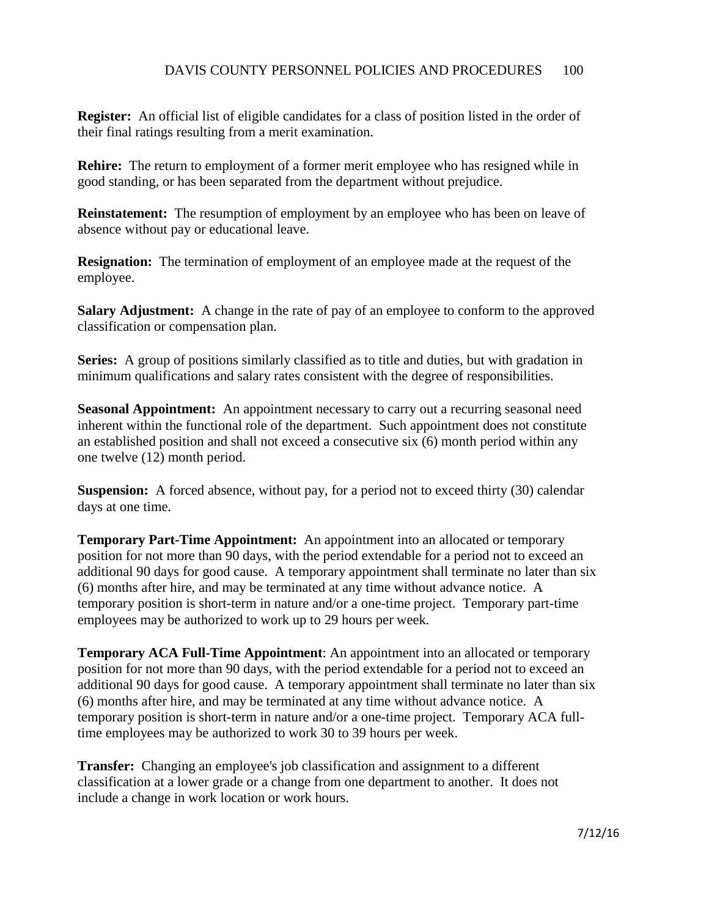**Register:** An official list of eligible candidates for a class of position listed in the order of their final ratings resulting from a merit examination.

**Rehire:** The return to employment of a former merit employee who has resigned while in good standing, or has been separated from the department without prejudice.

**Reinstatement:** The resumption of employment by an employee who has been on leave of absence without pay or educational leave.

**Resignation:** The termination of employment of an employee made at the request of the employee.

**Salary Adjustment:** A change in the rate of pay of an employee to conform to the approved classification or compensation plan.

**Series:** A group of positions similarly classified as to title and duties, but with gradation in minimum qualifications and salary rates consistent with the degree of responsibilities.

**Seasonal Appointment:** An appointment necessary to carry out a recurring seasonal need inherent within the functional role of the department. Such appointment does not constitute an established position and shall not exceed a consecutive six (6) month period within any one twelve (12) month period.

**Suspension:** A forced absence, without pay, for a period not to exceed thirty (30) calendar days at one time.

**Temporary Part-Time Appointment:** An appointment into an allocated or temporary position for not more than 90 days, with the period extendable for a period not to exceed an additional 90 days for good cause. A temporary appointment shall terminate no later than six (6) months after hire, and may be terminated at any time without advance notice. A temporary position is short-term in nature and/or a one-time project. Temporary part-time employees may be authorized to work up to 29 hours per week.

**Temporary ACA Full-Time Appointment**: An appointment into an allocated or temporary position for not more than 90 days, with the period extendable for a period not to exceed an additional 90 days for good cause. A temporary appointment shall terminate no later than six (6) months after hire, and may be terminated at any time without advance notice. A temporary position is short-term in nature and/or a one-time project. Temporary ACA full-time employees may be authorized to work 30 to 39 hours per week.

**Transfer:** Changing an employee's job classification and assignment to a different classification at a lower grade or a change from one department to another. It does not include a change in work location or work hours.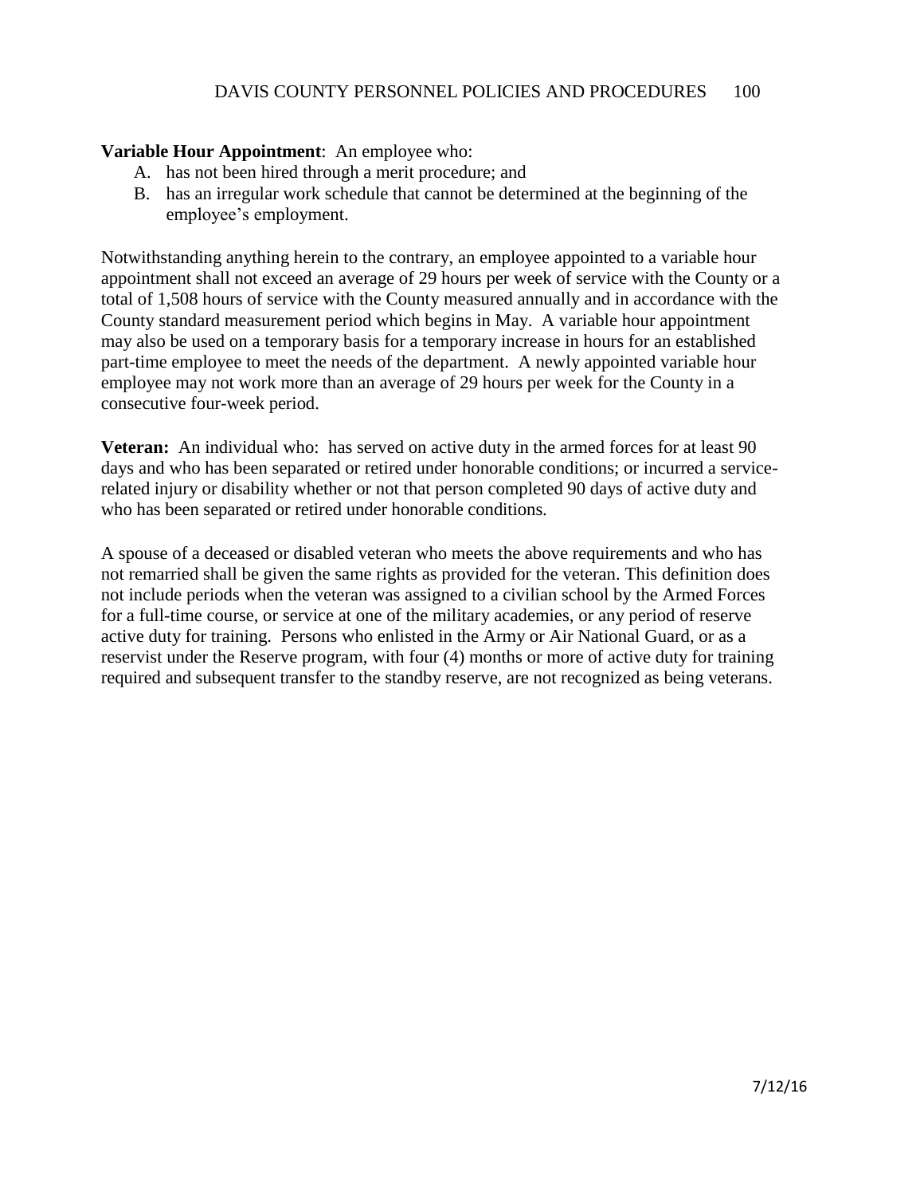**Variable Hour Appointment**: An employee who:

A. has not been hired through a merit procedure; and
B. has an irregular work schedule that cannot be determined at the beginning of the employee's employment.

Notwithstanding anything herein to the contrary, an employee appointed to a variable hour appointment shall not exceed an average of 29 hours per week of service with the County or a total of 1,508 hours of service with the County measured annually and in accordance with the County standard measurement period which begins in May. A variable hour appointment may also be used on a temporary basis for a temporary increase in hours for an established part-time employee to meet the needs of the department. A newly appointed variable hour employee may not work more than an average of 29 hours per week for the County in a consecutive four-week period.

**Veteran:** An individual who: has served on active duty in the armed forces for at least 90 days and who has been separated or retired under honorable conditions; or incurred a service-related injury or disability whether or not that person completed 90 days of active duty and who has been separated or retired under honorable conditions.

A spouse of a deceased or disabled veteran who meets the above requirements and who has not remarried shall be given the same rights as provided for the veteran. This definition does not include periods when the veteran was assigned to a civilian school by the Armed Forces for a full-time course, or service at one of the military academies, or any period of reserve active duty for training. Persons who enlisted in the Army or Air National Guard, or as a reservist under the Reserve program, with four (4) months or more of active duty for training required and subsequent transfer to the standby reserve, are not recognized as being veterans.